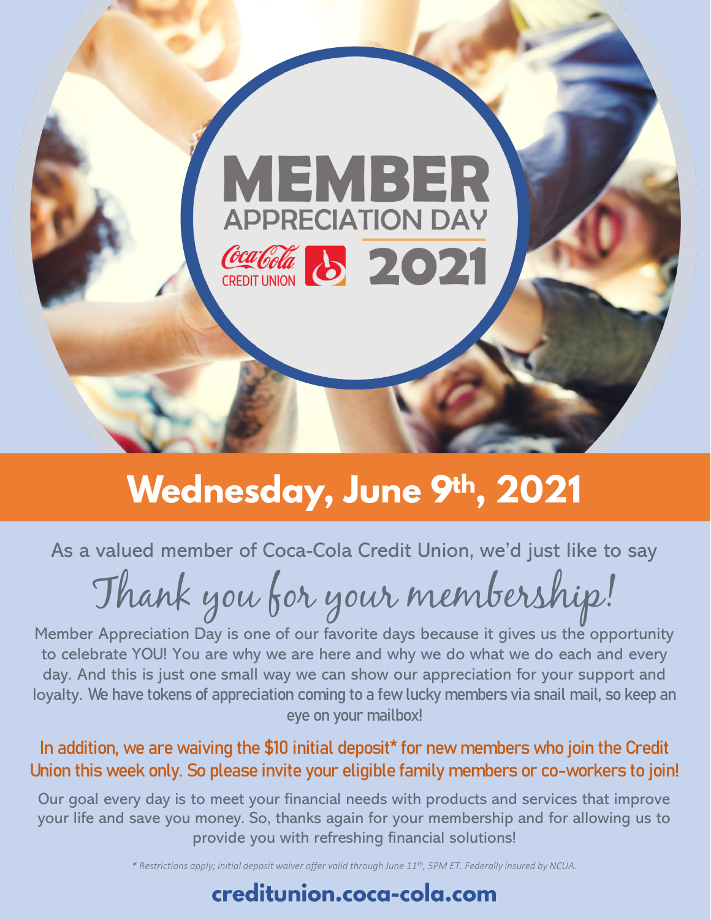# MEMBER APPRECIATION DAY

Coca-Cola CREDIT UNION 2021

## Wednesday, June 9th, 2021

As a valued member of Coca-Cola Credit Union, we'd just like to say

## Thank you for your membership!

Member Appreciation Day is one of our favorite days because it gives us the opportunity to celebrate YOU! You are why we are here and why we do what we do each and every day. And this is just one small way we can show our appreciation for your support and loyalty. **We have tokens of appreciation coming to a few lucky members via snail mail, so keep an eye on your mailbox!**

**In addition, we are waiving the $10 initial deposit* for new members who join the Credit Union this week only. So please invite your eligible family members or co-workers to join!**

Our goal every day is to meet your financial needs with products and services that improve your life and save you money. So, thanks again for your membership and for allowing us to provide you with refreshing financial solutions!

*\* Restrictions apply; initial deposit waiver offer valid through June 11th, 5PM ET. Federally insured by NCUA.*

**creditunion.coca-cola.com**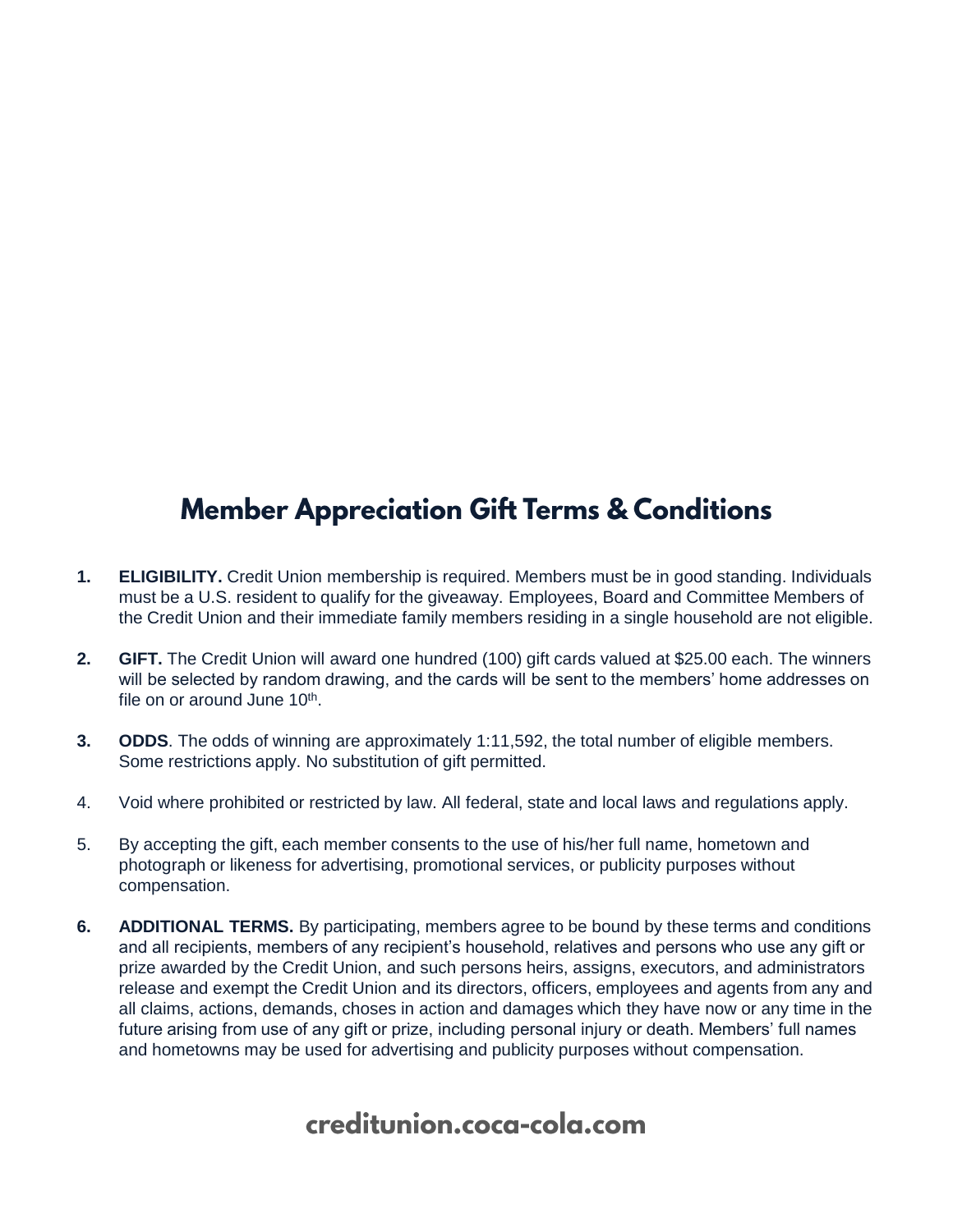# Member Appreciation Gift Terms & Conditions

1. **ELIGIBILITY.** Credit Union membership is required. Members must be in good standing. Individuals must be a U.S. resident to qualify for the giveaway. Employees, Board and Committee Members of the Credit Union and their immediate family members residing in a single household are not eligible.

2. **GIFT.** The Credit Union will award one hundred (100) gift cards valued at $25.00 each. The winners will be selected by random drawing, and the cards will be sent to the members' home addresses on file on or around June 10th.

3. **ODDS**. The odds of winning are approximately 1:11,592, the total number of eligible members. Some restrictions apply. No substitution of gift permitted.

4. Void where prohibited or restricted by law. All federal, state and local laws and regulations apply.

5. By accepting the gift, each member consents to the use of his/her full name, hometown and photograph or likeness for advertising, promotional services, or publicity purposes without compensation.

6. **ADDITIONAL TERMS.** By participating, members agree to be bound by these terms and conditions and all recipients, members of any recipient's household, relatives and persons who use any gift or prize awarded by the Credit Union, and such persons heirs, assigns, executors, and administrators release and exempt the Credit Union and its directors, officers, employees and agents from any and all claims, actions, demands, choses in action and damages which they have now or any time in the future arising from use of any gift or prize, including personal injury or death. Members' full names and hometowns may be used for advertising and publicity purposes without compensation.

**creditunion.coca-cola.com**